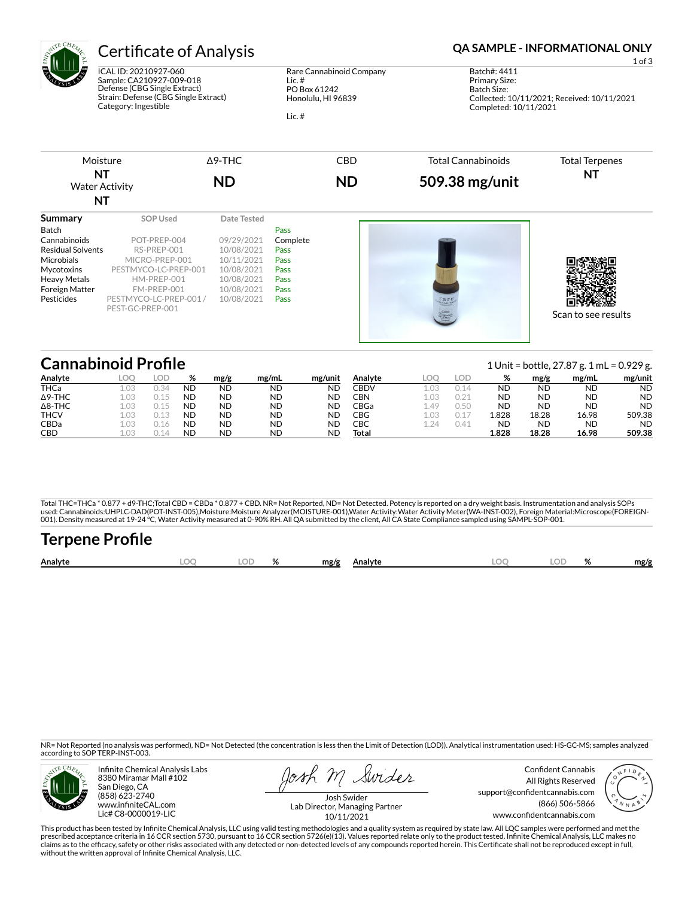# Certificate of Analysis

**QA SAMPLE - INFORMATIONAL ONLY**

ICAL ID: 20210927-060
Sample: CA210927-009-018
Defense (CBG Single Extract)
Strain: Defense (CBG Single Extract)
Category: Ingestible

Rare Cannabinoid Company
Lic. #
PO Box 61242
Honolulu, HI 96839

Lic. #

Batch#: 4411
Primary Size:
Batch Size:
Collected: 10/11/2021; Received: 10/11/2021
Completed: 10/11/2021

| Moisture | Δ9-THC | CBD | Total Cannabinoids | Total Terpenes |
|---|---|---|---|---|
| **NT** | **ND** | **ND** | **509.38 mg/unit** | **NT** |
| Water Activity **NT** | | | | |

| Summary | SOP Used | Date Tested | |
|---|---|---|---|
| Batch | | | Pass |
| Cannabinoids | POT-PREP-004 | 09/29/2021 | Complete |
| Residual Solvents | RS-PREP-001 | 10/08/2021 | Pass |
| Microbials | MICRO-PREP-001 | 10/11/2021 | Pass |
| Mycotoxins | PESTMYCO-LC-PREP-001 | 10/08/2021 | Pass |
| Heavy Metals | HM-PREP-001 | 10/08/2021 | Pass |
| Foreign Matter | FM-PREP-001 | 10/08/2021 | Pass |
| Pesticides | PESTMYCO-LC-PREP-001 / PEST-GC-PREP-001 | 10/08/2021 | Pass |

Scan to see results

## Cannabinoid Profile

1 Unit = bottle, 27.87 g. 1 mL = 0.929 g.

| Analyte | LOQ | LOD | % | mg/g | mg/mL | mg/unit |
|---|---|---|---|---|---|---|
| THCa | 1.03 | 0.34 | ND | ND | ND | ND |
| Δ9-THC | 1.03 | 0.15 | ND | ND | ND | ND |
| Δ8-THC | 1.03 | 0.15 | ND | ND | ND | ND |
| THCV | 1.03 | 0.13 | ND | ND | ND | ND |
| CBDa | 1.03 | 0.16 | ND | ND | ND | ND |
| CBD | 1.03 | 0.14 | ND | ND | ND | ND |
| CBDV | 1.03 | 0.14 | ND | ND | ND | ND |
| CBN | 1.03 | 0.21 | ND | ND | ND | ND |
| CBGa | 1.49 | 0.50 | ND | ND | ND | ND |
| CBG | 1.03 | 0.17 | 1.828 | 18.28 | 16.98 | 509.38 |
| CBC | 1.24 | 0.41 | ND | ND | ND | ND |
| **Total** | | | **1.828** | **18.28** | **16.98** | **509.38** |

Total THC=THCa * 0.877 + d9-THC;Total CBD = CBDa * 0.877 + CBD. NR= Not Reported, ND= Not Detected. Potency is reported on a dry weight basis. Instrumentation and analysis SOPs used: Cannabinoids:UHPLC-DAD(POT-INST-005),Moisture:Moisture Analyzer(MOISTURE-001),Water Activity:Water Activity Meter(WA-INST-002), Foreign Material:Microscope(FOREIGN-001). Density measured at 19-24 °C, Water Activity measured at 0-90% RH. All QA submitted by the client, All CA State Compliance sampled using SAMPL-SOP-001.

## Terpene Profile

| Analyte | LOQ | LOD | % | mg/g | Analyte | LOQ | LOD | % | mg/g |
|---|---|---|---|---|---|---|---|---|---|

NR= Not Reported (no analysis was performed), ND= Not Detected (the concentration is less then the Limit of Detection (LOD)). Analytical instrumentation used: HS-GC-MS; samples analyzed according to SOP TERP-INST-003.

Infinite Chemical Analysis Labs
8380 Miramar Mall #102
San Diego, CA
(858) 623-2740
www.infiniteCAL.com
Lic# C8-0000019-LIC

Josh Swider
Lab Director, Managing Partner
10/11/2021

Confident Cannabis
All Rights Reserved
support@confidentcannabis.com
(866) 506-5866
www.confidentcannabis.com

This product has been tested by Infinite Chemical Analysis, LLC using valid testing methodologies and a quality system as required by state law. All LQC samples were performed and met the prescribed acceptance criteria in 16 CCR section 5730, pursuant to 16 CCR section 5726(e)(13). Values reported relate only to the product tested. Infinite Chemical Analysis, LLC makes no claims as to the efficacy, safety or other risks associated with any detected or non-detected levels of any compounds reported herein. This Certificate shall not be reproduced except in full, without the written approval of Infinite Chemical Analysis, LLC.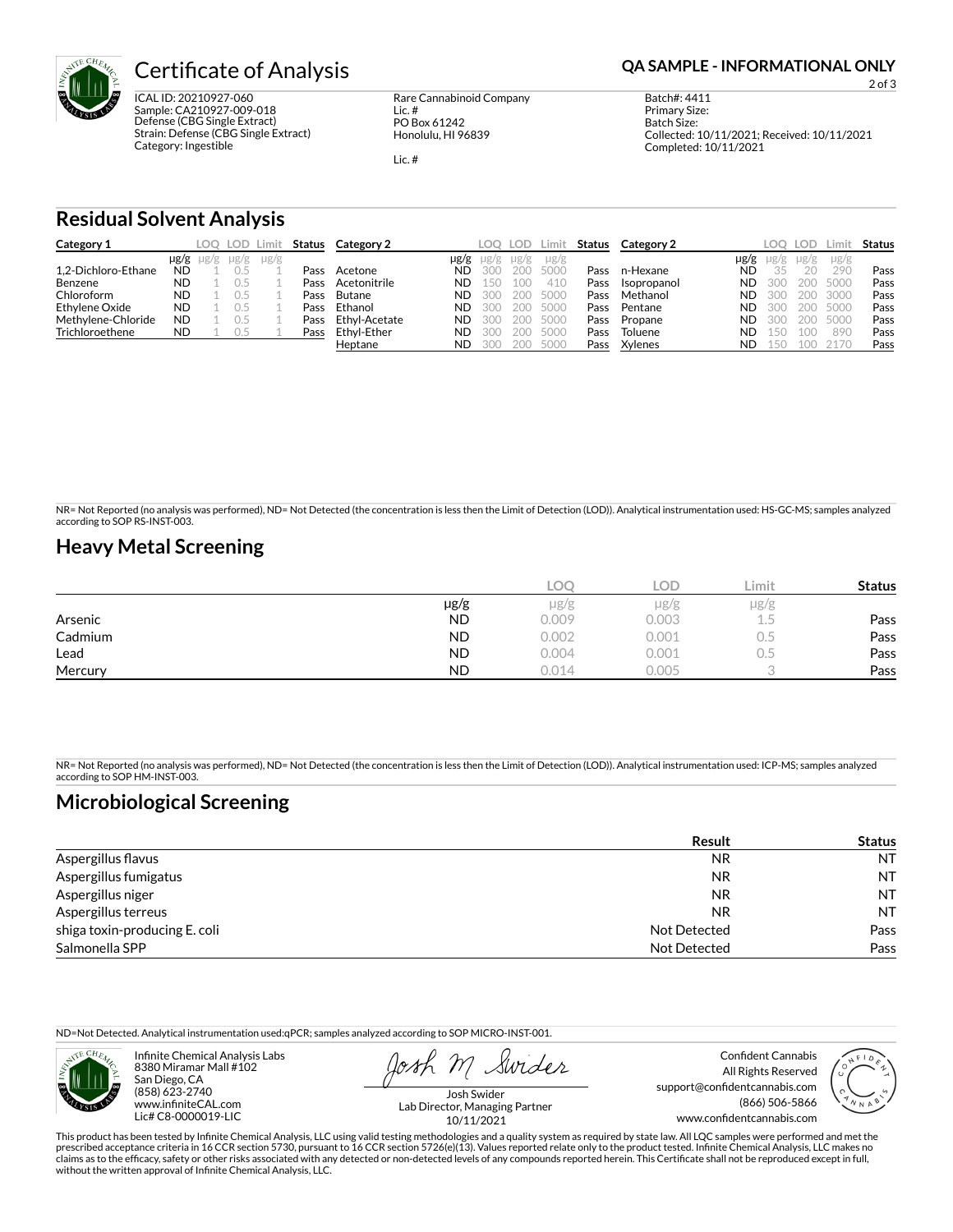# Certificate of Analysis

**QA SAMPLE - INFORMATIONAL ONLY**

ICAL ID: 20210927-060
Sample: CA210927-009-018
Defense (CBG Single Extract)
Strain: Defense (CBG Single Extract)
Category: Ingestible

Rare Cannabinoid Company
Lic. #
PO Box 61242
Honolulu, HI 96839

Lic. #

Batch#: 4411
Primary Size:
Batch Size:
Collected: 10/11/2021; Received: 10/11/2021
Completed: 10/11/2021

## Residual Solvent Analysis

| Category 1 | μg/g | LOQ μg/g | LOD μg/g | Limit μg/g | Status |
|---|---|---|---|---|---|
| 1,2-Dichloro-Ethane | ND | 1 | 0.5 | 1 | Pass |
| Benzene | ND | 1 | 0.5 | 1 | Pass |
| Chloroform | ND | 1 | 0.5 | 1 | Pass |
| Ethylene Oxide | ND | 1 | 0.5 | 1 | Pass |
| Methylene-Chloride | ND | 1 | 0.5 | 1 | Pass |
| Trichloroethene | ND | 1 | 0.5 | 1 | Pass |

| Category 2 | μg/g | LOQ μg/g | LOD μg/g | Limit μg/g | Status |
|---|---|---|---|---|---|
| Acetone | ND | 300 | 200 | 5000 | Pass |
| Acetonitrile | ND | 150 | 100 | 410 | Pass |
| Butane | ND | 300 | 200 | 5000 | Pass |
| Ethanol | ND | 300 | 200 | 5000 | Pass |
| Ethyl-Acetate | ND | 300 | 200 | 5000 | Pass |
| Ethyl-Ether | ND | 300 | 200 | 5000 | Pass |
| Heptane | ND | 300 | 200 | 5000 | Pass |
| n-Hexane | ND | 35 | 20 | 290 | Pass |
| Isopropanol | ND | 300 | 200 | 5000 | Pass |
| Methanol | ND | 300 | 200 | 3000 | Pass |
| Pentane | ND | 300 | 200 | 5000 | Pass |
| Propane | ND | 300 | 200 | 5000 | Pass |
| Toluene | ND | 150 | 100 | 890 | Pass |
| Xylenes | ND | 150 | 100 | 2170 | Pass |

NR= Not Reported (no analysis was performed), ND= Not Detected (the concentration is less then the Limit of Detection (LOD)). Analytical instrumentation used: HS-GC-MS; samples analyzed according to SOP RS-INST-003.

## Heavy Metal Screening

| | μg/g | LOQ μg/g | LOD μg/g | Limit μg/g | Status |
|---|---|---|---|---|---|
| Arsenic | ND | 0.009 | 0.003 | 1.5 | Pass |
| Cadmium | ND | 0.002 | 0.001 | 0.5 | Pass |
| Lead | ND | 0.004 | 0.001 | 0.5 | Pass |
| Mercury | ND | 0.014 | 0.005 | 3 | Pass |

NR= Not Reported (no analysis was performed), ND= Not Detected (the concentration is less then the Limit of Detection (LOD)). Analytical instrumentation used: ICP-MS; samples analyzed according to SOP HM-INST-003.

## Microbiological Screening

| | Result | Status |
|---|---|---|
| Aspergillus flavus | NR | NT |
| Aspergillus fumigatus | NR | NT |
| Aspergillus niger | NR | NT |
| Aspergillus terreus | NR | NT |
| shiga toxin-producing E. coli | Not Detected | Pass |
| Salmonella SPP | Not Detected | Pass |

ND=Not Detected. Analytical instrumentation used:qPCR; samples analyzed according to SOP MICRO-INST-001.

Infinite Chemical Analysis Labs
8380 Miramar Mall #102
San Diego, CA
(858) 623-2740
www.infiniteCAL.com
Lic# C8-0000019-LIC

Josh Swider
Lab Director, Managing Partner
10/11/2021

Confident Cannabis
All Rights Reserved
support@confidentcannabis.com
(866) 506-5866
www.confidentcannabis.com

This product has been tested by Infinite Chemical Analysis, LLC using valid testing methodologies and a quality system as required by state law. All LQC samples were performed and met the prescribed acceptance criteria in 16 CCR section 5730, pursuant to 16 CCR section 5726(e)(13). Values reported relate only to the product tested. Infinite Chemical Analysis, LLC makes no claims as to the efficacy, safety or other risks associated with any detected or non-detected levels of any compounds reported herein. This Certificate shall not be reproduced except in full, without the written approval of Infinite Chemical Analysis, LLC.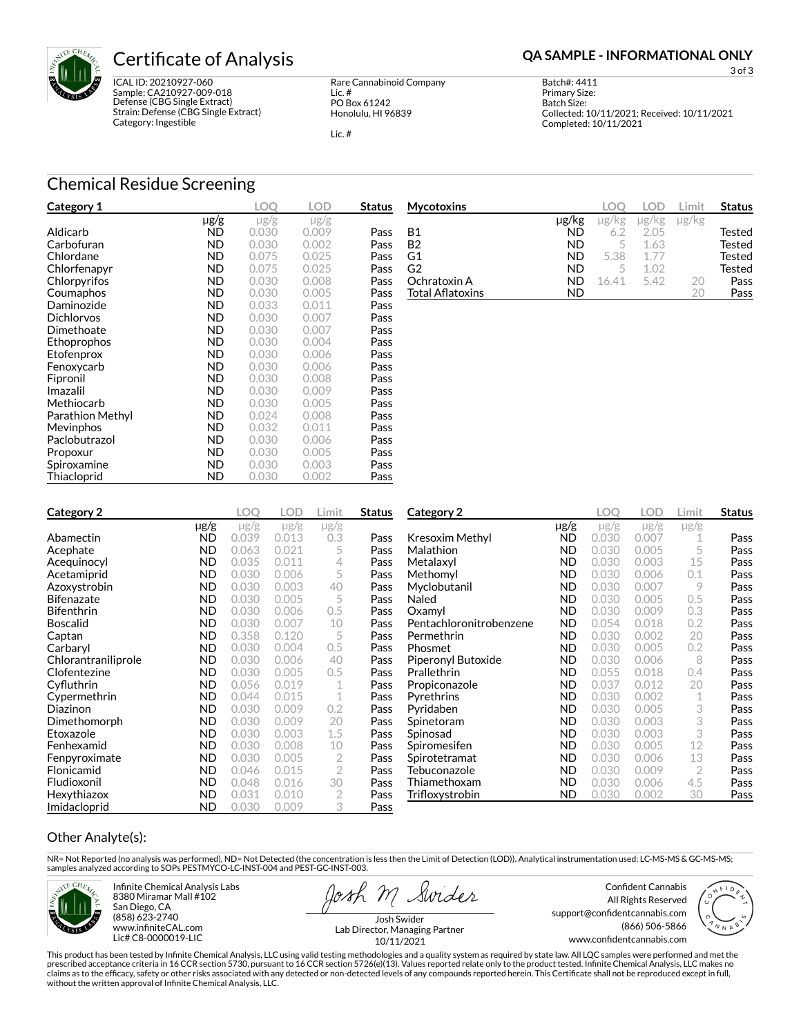# Certificate of Analysis

**QA SAMPLE - INFORMATIONAL ONLY**

ICAL ID: 20210927-060
Sample: CA210927-009-018
Defense (CBG Single Extract)
Strain: Defense (CBG Single Extract)
Category: Ingestible

Rare Cannabinoid Company
Lic. #
PO Box 61242
Honolulu, HI 96839

Lic. #

Batch#: 4411
Primary Size:
Batch Size:
Collected: 10/11/2021; Received: 10/11/2021
Completed: 10/11/2021

## Chemical Residue Screening

| Category 1 | µg/g | LOQ µg/g | LOD µg/g | Status |
|---|---|---|---|---|
| Aldicarb | ND | 0.030 | 0.009 | Pass |
| Carbofuran | ND | 0.030 | 0.002 | Pass |
| Chlordane | ND | 0.075 | 0.025 | Pass |
| Chlorfenapyr | ND | 0.075 | 0.025 | Pass |
| Chlorpyrifos | ND | 0.030 | 0.008 | Pass |
| Coumaphos | ND | 0.030 | 0.005 | Pass |
| Daminozide | ND | 0.033 | 0.011 | Pass |
| Dichlorvos | ND | 0.030 | 0.007 | Pass |
| Dimethoate | ND | 0.030 | 0.007 | Pass |
| Ethoprophos | ND | 0.030 | 0.004 | Pass |
| Etofenprox | ND | 0.030 | 0.006 | Pass |
| Fenoxycarb | ND | 0.030 | 0.006 | Pass |
| Fipronil | ND | 0.030 | 0.008 | Pass |
| Imazalil | ND | 0.030 | 0.009 | Pass |
| Methiocarb | ND | 0.030 | 0.005 | Pass |
| Parathion Methyl | ND | 0.024 | 0.008 | Pass |
| Mevinphos | ND | 0.032 | 0.011 | Pass |
| Paclobutrazol | ND | 0.030 | 0.006 | Pass |
| Propoxur | ND | 0.030 | 0.005 | Pass |
| Spiroxamine | ND | 0.030 | 0.003 | Pass |
| Thiacloprid | ND | 0.030 | 0.002 | Pass |

| Mycotoxins | µg/kg | LOQ µg/kg | LOD µg/kg | Limit µg/kg | Status |
|---|---|---|---|---|---|
| B1 | ND | 6.2 | 2.05 | | Tested |
| B2 | ND | 5 | 1.63 | | Tested |
| G1 | ND | 5.38 | 1.77 | | Tested |
| G2 | ND | 5 | 1.02 | | Tested |
| Ochratoxin A | ND | 16.41 | 5.42 | 20 | Pass |
| Total Aflatoxins | ND | | | 20 | Pass |

| Category 2 | µg/g | LOQ µg/g | LOD µg/g | Limit µg/g | Status |
|---|---|---|---|---|---|
| Abamectin | ND | 0.039 | 0.013 | 0.3 | Pass |
| Acephate | ND | 0.063 | 0.021 | 5 | Pass |
| Acequinocyl | ND | 0.035 | 0.011 | 4 | Pass |
| Acetamiprid | ND | 0.030 | 0.006 | 5 | Pass |
| Azoxystrobin | ND | 0.030 | 0.003 | 40 | Pass |
| Bifenazate | ND | 0.030 | 0.005 | 5 | Pass |
| Bifenthrin | ND | 0.030 | 0.006 | 0.5 | Pass |
| Boscalid | ND | 0.030 | 0.007 | 10 | Pass |
| Captan | ND | 0.358 | 0.120 | 5 | Pass |
| Carbaryl | ND | 0.030 | 0.004 | 0.5 | Pass |
| Chlorantraniliprole | ND | 0.030 | 0.006 | 40 | Pass |
| Clofentezine | ND | 0.030 | 0.005 | 0.5 | Pass |
| Cyfluthrin | ND | 0.056 | 0.019 | 1 | Pass |
| Cypermethrin | ND | 0.044 | 0.015 | 1 | Pass |
| Diazinon | ND | 0.030 | 0.009 | 0.2 | Pass |
| Dimethomorph | ND | 0.030 | 0.009 | 20 | Pass |
| Etoxazole | ND | 0.030 | 0.003 | 1.5 | Pass |
| Fenhexamid | ND | 0.030 | 0.008 | 10 | Pass |
| Fenpyroximate | ND | 0.030 | 0.005 | 2 | Pass |
| Flonicamid | ND | 0.046 | 0.015 | 2 | Pass |
| Fludioxonil | ND | 0.048 | 0.016 | 30 | Pass |
| Hexythiazox | ND | 0.031 | 0.010 | 2 | Pass |
| Imidacloprid | ND | 0.030 | 0.009 | 3 | Pass |
| Kresoxim Methyl | ND | 0.030 | 0.007 | 1 | Pass |
| Malathion | ND | 0.030 | 0.005 | 5 | Pass |
| Metalaxyl | ND | 0.030 | 0.003 | 15 | Pass |
| Methomyl | ND | 0.030 | 0.006 | 0.1 | Pass |
| Myclobutanil | ND | 0.030 | 0.007 | 9 | Pass |
| Naled | ND | 0.030 | 0.005 | 0.5 | Pass |
| Oxamyl | ND | 0.030 | 0.009 | 0.3 | Pass |
| Pentachloronitrobenzene | ND | 0.054 | 0.018 | 0.2 | Pass |
| Permethrin | ND | 0.030 | 0.002 | 20 | Pass |
| Phosmet | ND | 0.030 | 0.005 | 0.2 | Pass |
| Piperonyl Butoxide | ND | 0.030 | 0.006 | 8 | Pass |
| Prallethrin | ND | 0.055 | 0.018 | 0.4 | Pass |
| Propiconazole | ND | 0.037 | 0.012 | 20 | Pass |
| Pyrethrins | ND | 0.030 | 0.002 | 1 | Pass |
| Pyridaben | ND | 0.030 | 0.005 | 3 | Pass |
| Spinetoram | ND | 0.030 | 0.003 | 3 | Pass |
| Spinosad | ND | 0.030 | 0.003 | 3 | Pass |
| Spiromesifen | ND | 0.030 | 0.005 | 12 | Pass |
| Spirotetramat | ND | 0.030 | 0.006 | 13 | Pass |
| Tebuconazole | ND | 0.030 | 0.009 | 2 | Pass |
| Thiamethoxam | ND | 0.030 | 0.006 | 4.5 | Pass |
| Trifloxystrobin | ND | 0.030 | 0.002 | 30 | Pass |

## Other Analyte(s):

NR= Not Reported (no analysis was performed), ND= Not Detected (the concentration is less then the Limit of Detection (LOD)). Analytical instrumentation used: LC-MS-MS & GC-MS-MS; samples analyzed according to SOPs PESTMYCO-LC-INST-004 and PEST-GC-INST-003.

Infinite Chemical Analysis Labs
8380 Miramar Mall #102
San Diego, CA
(858) 623-2740
www.infiniteCAL.com
Lic# C8-0000019-LIC

Josh Swider
Lab Director, Managing Partner
10/11/2021

Confident Cannabis
All Rights Reserved
support@confidentcannabis.com
(866) 506-5866
www.confidentcannabis.com

This product has been tested by Infinite Chemical Analysis, LLC using valid testing methodologies and a quality system as required by state law. All LQC samples were performed and met the prescribed acceptance criteria in 16 CCR section 5730, pursuant to 16 CCR section 5726(e)(13). Values reported relate only to the product tested. Infinite Chemical Analysis, LLC makes no claims as to the efficacy, safety or other risks associated with any detected or non-detected levels of any compounds reported herein. This Certificate shall not be reproduced except in full, without the written approval of Infinite Chemical Analysis, LLC.